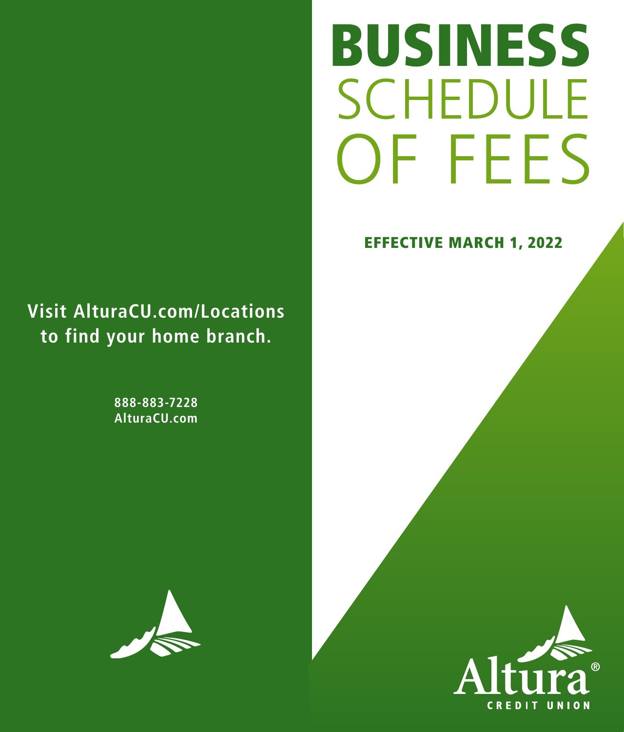# BUSINESS SCHEDULE OF FEES

**EFFECTIVE MARCH 1, 2022**

**Visit AlturaCU.com/Locations to find your home branch.**

**888-883-7228**
**AlturaCU.com**

Altura® CREDIT UNION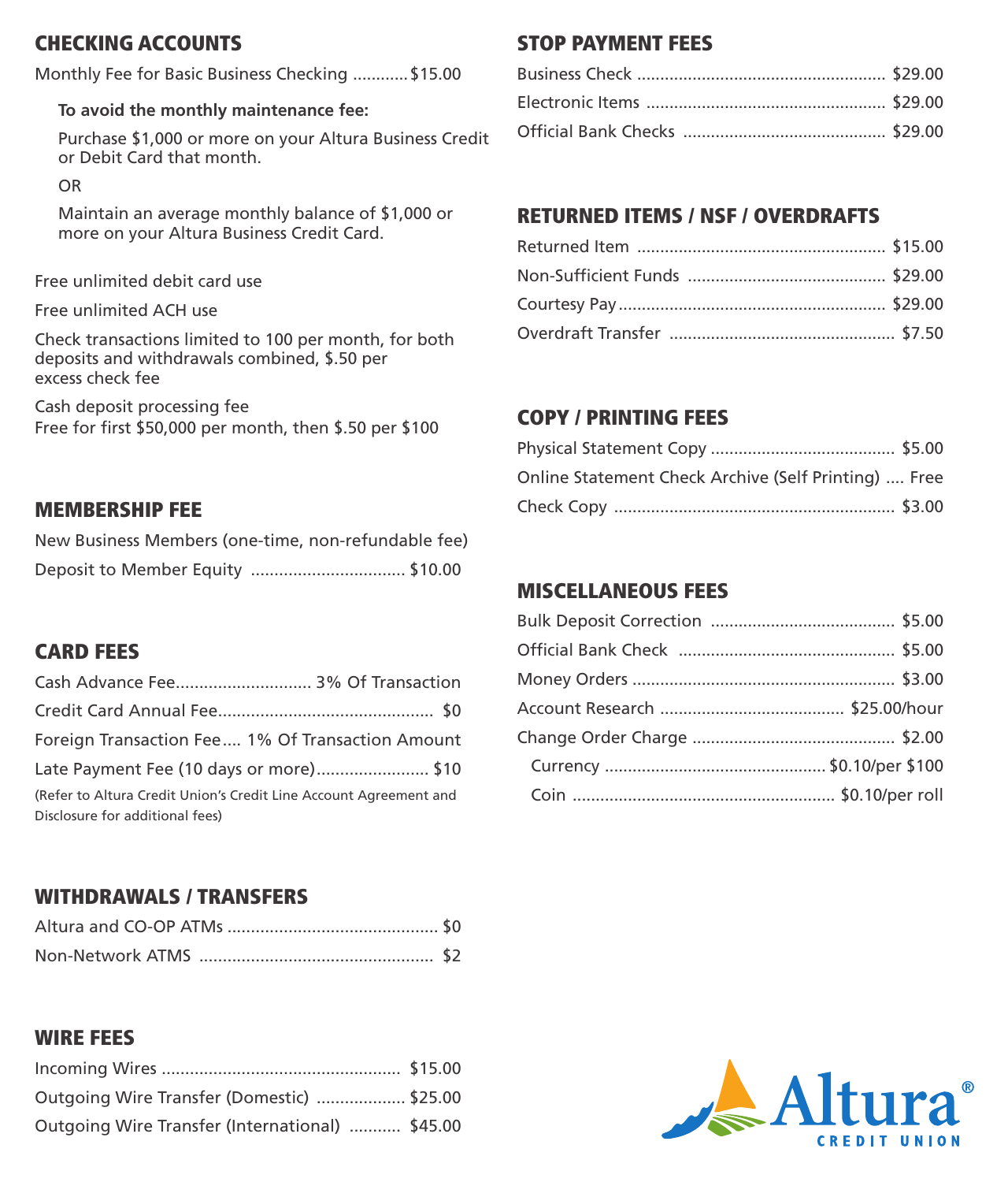## CHECKING ACCOUNTS

Monthly Fee for Basic Business Checking ............$15.00

**To avoid the monthly maintenance fee:**

Purchase $1,000 or more on your Altura Business Credit or Debit Card that month.

OR

Maintain an average monthly balance of $1,000 or more on your Altura Business Credit Card.

Free unlimited debit card use

Free unlimited ACH use

Check transactions limited to 100 per month, for both deposits and withdrawals combined, $.50 per excess check fee

Cash deposit processing fee
Free for first $50,000 per month, then $.50 per $100

## MEMBERSHIP FEE

New Business Members (one-time, non-refundable fee)

Deposit to Member Equity ................................ $10.00

## CARD FEES

Cash Advance Fee............................ 3% Of Transaction

Credit Card Annual Fee............................................. $0

Foreign Transaction Fee.... 1% Of Transaction Amount

Late Payment Fee (10 days or more)........................ $10

(Refer to Altura Credit Union's Credit Line Account Agreement and Disclosure for additional fees)

## WITHDRAWALS / TRANSFERS

Altura and CO-OP ATMs ............................................ $0

Non-Network ATMS .................................................. $2

## WIRE FEES

Incoming Wires .................................................. $15.00

Outgoing Wire Transfer (Domestic) ................... $25.00

Outgoing Wire Transfer (International) ........... $45.00

## STOP PAYMENT FEES

Business Check ..................................................... $29.00

Electronic Items ................................................... $29.00

Official Bank Checks ........................................... $29.00

## RETURNED ITEMS / NSF / OVERDRAFTS

Returned Item ..................................................... $15.00

Non-Sufficient Funds .......................................... $29.00

Courtesy Pay......................................................... $29.00

Overdraft Transfer ................................................ $7.50

## COPY / PRINTING FEES

Physical Statement Copy ....................................... $5.00

Online Statement Check Archive (Self Printing) .... Free

Check Copy ........................................................... $3.00

## MISCELLANEOUS FEES

Bulk Deposit Correction ....................................... $5.00

Official Bank Check .............................................. $5.00

Money Orders ........................................................ $3.00

Account Research ....................................... $25.00/hour

Change Order Charge ........................................... $2.00

Currency ............................................... $0.10/per $100

Coin ........................................................ $0.10/per roll

Altura® CREDIT UNION